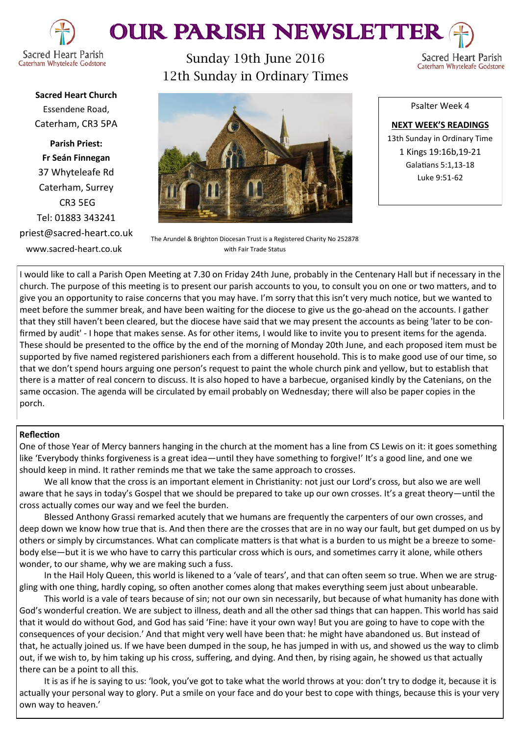# OUR PARISH NEWSLETTER

Sacred Heart Parish
Caterham Whyteleafe Godstone

Sunday 19th June 2016
12th Sunday in Ordinary Times

**Sacred Heart Church**
Essendene Road,
Caterham, CR3 5PA

**Parish Priest:**
**Fr Seán Finnegan**
37 Whyteleafe Rd
Caterham, Surrey
CR3 5EG
Tel: 01883 343241
priest@sacred-heart.co.uk
www.sacred-heart.co.uk

The Arundel & Brighton Diocesan Trust is a Registered Charity No 252878 with Fair Trade Status

Psalter Week 4

**NEXT WEEK'S READINGS**
13th Sunday in Ordinary Time
1 Kings 19:16b,19-21
Galatians 5:1,13-18
Luke 9:51-62

I would like to call a Parish Open Meeting at 7.30 on Friday 24th June, probably in the Centenary Hall but if necessary in the church. The purpose of this meeting is to present our parish accounts to you, to consult you on one or two matters, and to give you an opportunity to raise concerns that you may have. I'm sorry that this isn't very much notice, but we wanted to meet before the summer break, and have been waiting for the diocese to give us the go-ahead on the accounts. I gather that they still haven't been cleared, but the diocese have said that we may present the accounts as being 'later to be confirmed by audit' - I hope that makes sense. As for other items, I would like to invite you to present items for the agenda. These should be presented to the office by the end of the morning of Monday 20th June, and each proposed item must be supported by five named registered parishioners each from a different household. This is to make good use of our time, so that we don't spend hours arguing one person's request to paint the whole church pink and yellow, but to establish that there is a matter of real concern to discuss. It is also hoped to have a barbecue, organised kindly by the Catenians, on the same occasion. The agenda will be circulated by email probably on Wednesday; there will also be paper copies in the porch.

**Reflection**

One of those Year of Mercy banners hanging in the church at the moment has a line from CS Lewis on it: it goes something like 'Everybody thinks forgiveness is a great idea—until they have something to forgive!' It's a good line, and one we should keep in mind. It rather reminds me that we take the same approach to crosses.

We all know that the cross is an important element in Christianity: not just our Lord's cross, but also we are well aware that he says in today's Gospel that we should be prepared to take up our own crosses. It's a great theory—until the cross actually comes our way and we feel the burden.

Blessed Anthony Grassi remarked acutely that we humans are frequently the carpenters of our own crosses, and deep down we know how true that is. And then there are the crosses that are in no way our fault, but get dumped on us by others or simply by circumstances. What can complicate matters is that what is a burden to us might be a breeze to somebody else—but it is we who have to carry this particular cross which is ours, and sometimes carry it alone, while others wonder, to our shame, why we are making such a fuss.

In the Hail Holy Queen, this world is likened to a 'vale of tears', and that can often seem so true. When we are struggling with one thing, hardly coping, so often another comes along that makes everything seem just about unbearable.

This world is a vale of tears because of sin; not our own sin necessarily, but because of what humanity has done with God's wonderful creation. We are subject to illness, death and all the other sad things that can happen. This world has said that it would do without God, and God has said 'Fine: have it your own way! But you are going to have to cope with the consequences of your decision.' And that might very well have been that: he might have abandoned us. But instead of that, he actually joined us. If we have been dumped in the soup, he has jumped in with us, and showed us the way to climb out, if we wish to, by him taking up his cross, suffering, and dying. And then, by rising again, he showed us that actually there can be a point to all this.

It is as if he is saying to us: 'look, you've got to take what the world throws at you: don't try to dodge it, because it is actually your personal way to glory. Put a smile on your face and do your best to cope with things, because this is your very own way to heaven.'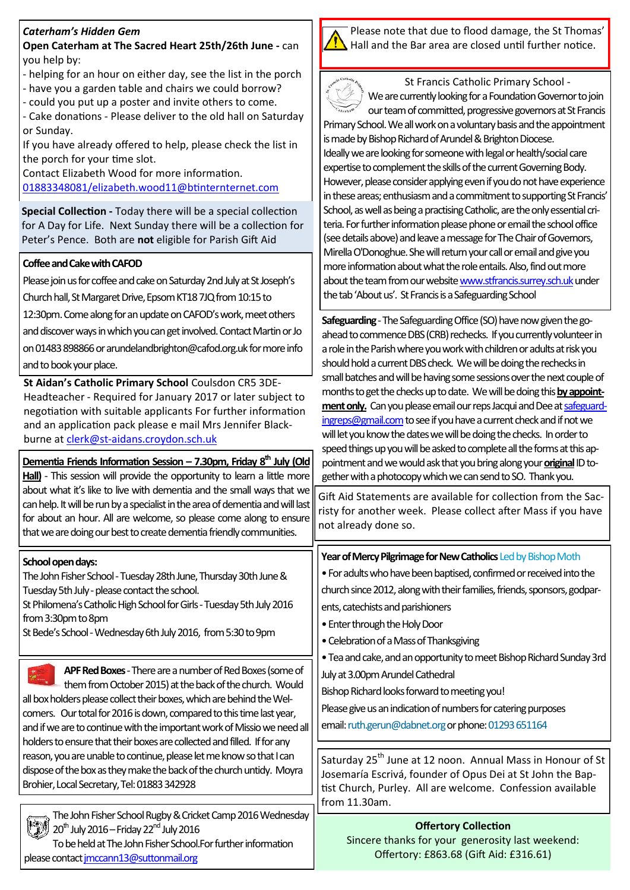***Caterham's Hidden Gem***

**Open Caterham at The Sacred Heart 25th/26th June -** can you help by:

- helping for an hour on either day, see the list in the porch
- have you a garden table and chairs we could borrow?
- could you put up a poster and invite others to come.
- Cake donations - Please deliver to the old hall on Saturday or Sunday.

If you have already offered to help, please check the list in the porch for your time slot.

Contact Elizabeth Wood for more information.
01883348081/elizabeth.wood11@btinternternet.com

**Special Collection -** Today there will be a special collection for A Day for Life. Next Sunday there will be a collection for Peter's Pence. Both are **not** eligible for Parish Gift Aid

**Coffee and Cake with CAFOD**

Please join us for coffee and cake on Saturday 2nd July at St Joseph's Church hall, St Margaret Drive, Epsom KT18 7JQ from 10:15 to 12:30pm. Come along for an update on CAFOD's work, meet others and discover ways in which you can get involved. Contact Martin or Jo on 01483 898866 or arundelandbrighton@cafod.org.uk for more info and to book your place.

**St Aidan's Catholic Primary School** Coulsdon CR5 3DE- Headteacher - Required for January 2017 or later subject to negotiation with suitable applicants For further information and an application pack please e mail Mrs Jennifer Blackburne at clerk@st-aidans.croydon.sch.uk

**Dementia Friends Information Session – 7.30pm, Friday 8th July (Old Hall)** - This session will provide the opportunity to learn a little more about what it's like to live with dementia and the small ways that we can help. It will be run by a specialist in the area of dementia and will last for about an hour. All are welcome, so please come along to ensure that we are doing our best to create dementia friendly communities.

**School open days:**

The John Fisher School - Tuesday 28th June, Thursday 30th June & Tuesday 5th July - please contact the school.

St Philomena's Catholic High School for Girls - Tuesday 5th July 2016 from 3:30pm to 8pm

St Bede's School - Wednesday 6th July 2016, from 5:30 to 9pm

**APF Red Boxes** - There are a number of Red Boxes (some of them from October 2015) at the back of the church. Would all box holders please collect their boxes, which are behind the Welcomers. Our total for 2016 is down, compared to this time last year, and if we are to continue with the important work of Missio we need all holders to ensure that their boxes are collected and filled. If for any reason, you are unable to continue, please let me know so that I can dispose of the box as they make the back of the church untidy. Moyra Brohier, Local Secretary, Tel: 01883 342928

The John Fisher School Rugby & Cricket Camp 2016 Wednesday 20th July 2016 – Friday 22nd July 2016

To be held at The John Fisher School. For further information please contact jmccann13@suttonmail.org

Please note that due to flood damage, the St Thomas' Hall and the Bar area are closed until further notice.

St Francis Catholic Primary School - We are currently looking for a Foundation Governor to join our team of committed, progressive governors at St Francis Primary School. We all work on a voluntary basis and the appointment is made by Bishop Richard of Arundel & Brighton Diocese. Ideally we are looking for someone with legal or health/social care expertise to complement the skills of the current Governing Body. However, please consider applying even if you do not have experience in these areas; enthusiasm and a commitment to supporting St Francis' School, as well as being a practising Catholic, are the only essential criteria. For further information please phone or email the school office (see details above) and leave a message for The Chair of Governors, Mirella O'Donoghue. She will return your call or email and give you more information about what the role entails. Also, find out more about the team from our website www.stfrancis.surrey.sch.uk under the tab 'About us'. St Francis is a Safeguarding School

**Safeguarding** - The Safeguarding Office (SO) have now given the go-ahead to commence DBS (CRB) rechecks. If you currently volunteer in a role in the Parish where you work with children or adults at risk you should hold a current DBS check. We will be doing the rechecks in small batches and will be having some sessions over the next couple of months to get the checks up to date. We will be doing this **by appointment only.** Can you please email our reps Jacqui and Dee at safeguardingreps@gmail.com to see if you have a current check and if not we will let you know the dates we will be doing the checks. In order to speed things up you will be asked to complete all the forms at this appointment and we would ask that you bring along your **original** ID together with a photocopy which we can send to SO. Thank you.

Gift Aid Statements are available for collection from the Sacristy for another week. Please collect after Mass if you have not already done so.

**Year of Mercy Pilgrimage for New Catholics** Led by Bishop Moth

- For adults who have been baptised, confirmed or received into the church since 2012, along with their families, friends, sponsors, godparents, catechists and parishioners
- Enter through the Holy Door
- Celebration of a Mass of Thanksgiving
- Tea and cake, and an opportunity to meet Bishop Richard Sunday 3rd July at 3.00pm Arundel Cathedral

Bishop Richard looks forward to meeting you!

Please give us an indication of numbers for catering purposes

email: ruth.gerun@dabnet.org or phone: 01293 651164

Saturday 25th June at 12 noon. Annual Mass in Honour of St Josemaría Escrivá, founder of Opus Dei at St John the Baptist Church, Purley. All are welcome. Confession available from 11.30am.

**Offertory Collection**

Sincere thanks for your generosity last weekend:
Offertory: £863.68 (Gift Aid: £316.61)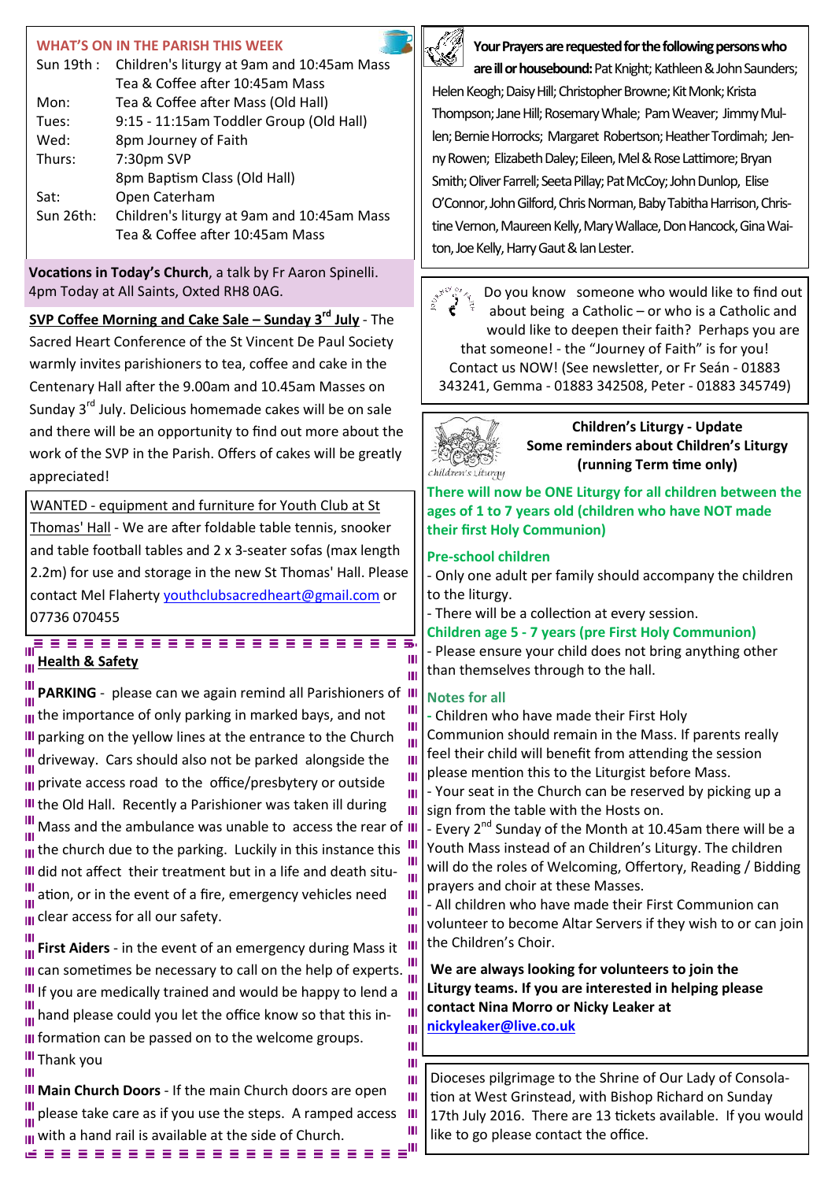## WHAT'S ON IN THE PARISH THIS WEEK

| | |
|---|---|
| Sun 19th : | Children's liturgy at 9am and 10:45am Mass<br>Tea & Coffee after 10:45am Mass |
| Mon: | Tea & Coffee after Mass (Old Hall) |
| Tues: | 9:15 - 11:15am Toddler Group (Old Hall) |
| Wed: | 8pm Journey of Faith |
| Thurs: | 7:30pm SVP<br>8pm Baptism Class (Old Hall) |
| Sat: | Open Caterham |
| Sun 26th: | Children's liturgy at 9am and 10:45am Mass<br>Tea & Coffee after 10:45am Mass |

**Vocations in Today's Church**, a talk by Fr Aaron Spinelli. 4pm Today at All Saints, Oxted RH8 0AG.

**SVP Coffee Morning and Cake Sale – Sunday 3rd July** - The Sacred Heart Conference of the St Vincent De Paul Society warmly invites parishioners to tea, coffee and cake in the Centenary Hall after the 9.00am and 10.45am Masses on Sunday 3rd July. Delicious homemade cakes will be on sale and there will be an opportunity to find out more about the work of the SVP in the Parish. Offers of cakes will be greatly appreciated!

WANTED - equipment and furniture for Youth Club at St Thomas' Hall - We are after foldable table tennis, snooker and table football tables and 2 x 3-seater sofas (max length 2.2m) for use and storage in the new St Thomas' Hall. Please contact Mel Flaherty youthclubsacredheart@gmail.com or 07736 070455

### Health & Safety

**PARKING** - please can we again remind all Parishioners of the importance of only parking in marked bays, and not parking on the yellow lines at the entrance to the Church driveway. Cars should also not be parked alongside the private access road to the office/presbytery or outside the Old Hall. Recently a Parishioner was taken ill during Mass and the ambulance was unable to access the rear of the church due to the parking. Luckily in this instance this did not affect their treatment but in a life and death situation, or in the event of a fire, emergency vehicles need clear access for all our safety.

**First Aiders** - in the event of an emergency during Mass it can sometimes be necessary to call on the help of experts. If you are medically trained and would be happy to lend a hand please could you let the office know so that this information can be passed on to the welcome groups.
Thank you

**Main Church Doors** - If the main Church doors are open please take care as if you use the steps. A ramped access with a hand rail is available at the side of Church.

**Your Prayers are requested for the following persons who are ill or housebound:** Pat Knight; Kathleen & John Saunders; Helen Keogh; Daisy Hill; Christopher Browne; Kit Monk; Krista Thompson; Jane Hill; Rosemary Whale; Pam Weaver; Jimmy Mullen; Bernie Horrocks; Margaret Robertson; Heather Tordimah; Jenny Rowen; Elizabeth Daley; Eileen, Mel & Rose Lattimore; Bryan Smith; Oliver Farrell; Seeta Pillay; Pat McCoy; John Dunlop, Elise O'Connor, John Gilford, Chris Norman, Baby Tabitha Harrison, Christine Vernon, Maureen Kelly, Mary Wallace, Don Hancock, Gina Waiton, Joe Kelly, Harry Gaut & Ian Lester.

Do you know someone who would like to find out about being a Catholic – or who is a Catholic and would like to deepen their faith? Perhaps you are that someone! - the "Journey of Faith" is for you! Contact us NOW! (See newsletter, or Fr Seán - 01883 343241, Gemma - 01883 342508, Peter - 01883 345749)

### Children's Liturgy - Update
**Some reminders about Children's Liturgy (running Term time only)**

**There will now be ONE Liturgy for all children between the ages of 1 to 7 years old (children who have NOT made their first Holy Communion)**

**Pre-school children**
- Only one adult per family should accompany the children to the liturgy.
- There will be a collection at every session.

**Children age 5 - 7 years (pre First Holy Communion)**
- Please ensure your child does not bring anything other than themselves through to the hall.

**Notes for all**
- Children who have made their First Holy Communion should remain in the Mass. If parents really feel their child will benefit from attending the session please mention this to the Liturgist before Mass.
- Your seat in the Church can be reserved by picking up a sign from the table with the Hosts on.
- Every 2nd Sunday of the Month at 10.45am there will be a Youth Mass instead of an Children's Liturgy. The children will do the roles of Welcoming, Offertory, Reading / Bidding prayers and choir at these Masses.
- All children who have made their First Communion can volunteer to become Altar Servers if they wish to or can join the Children's Choir.

**We are always looking for volunteers to join the Liturgy teams. If you are interested in helping please contact Nina Morro or Nicky Leaker at nickyleaker@live.co.uk**

Dioceses pilgrimage to the Shrine of Our Lady of Consolation at West Grinstead, with Bishop Richard on Sunday 17th July 2016. There are 13 tickets available. If you would like to go please contact the office.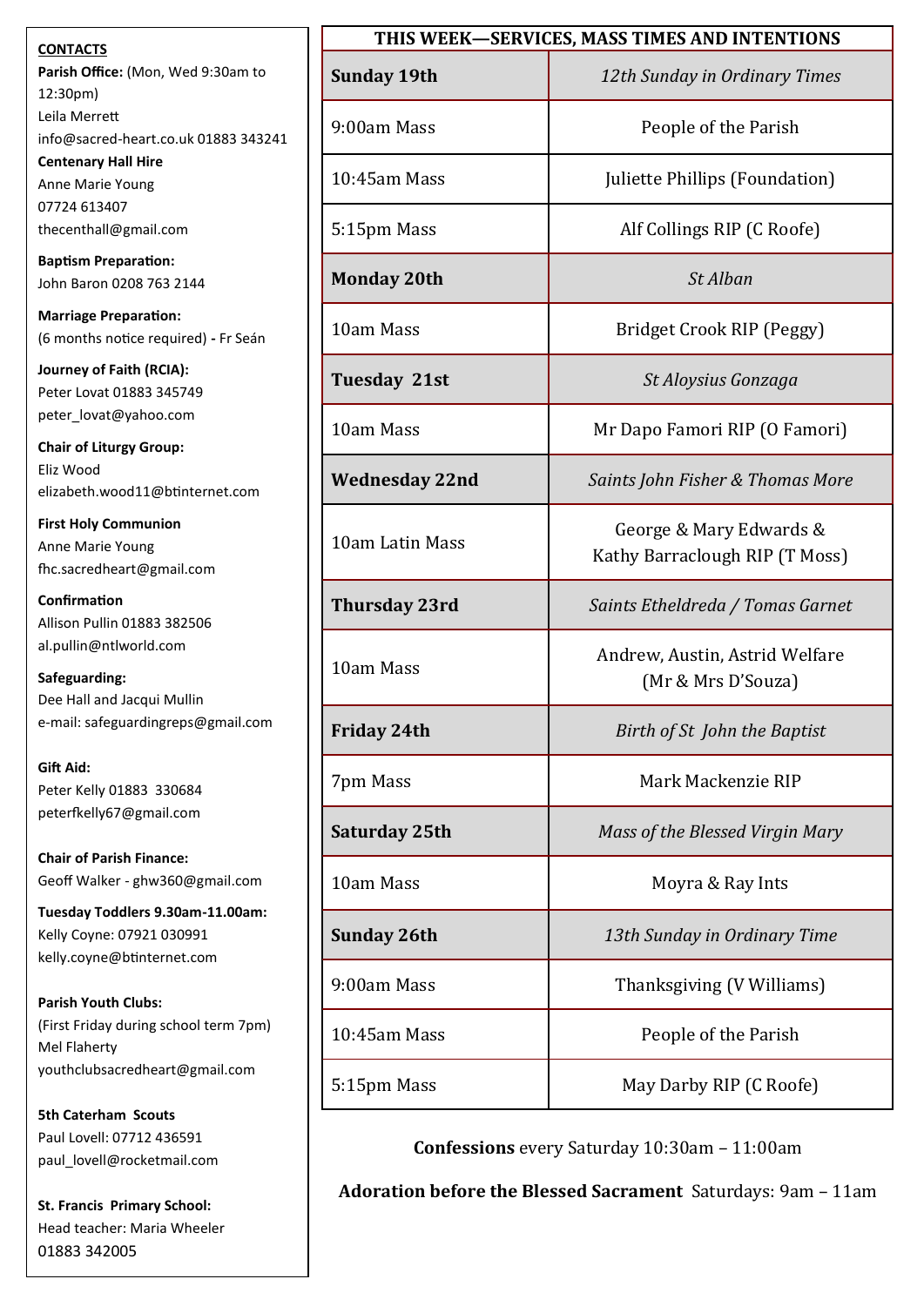**CONTACTS**

**Parish Office:** (Mon, Wed 9:30am to 12:30pm)
Leila Merrett
info@sacred-heart.co.uk 01883 343241

**Centenary Hall Hire**
Anne Marie Young
07724 613407
thecenthall@gmail.com

**Baptism Preparation:**
John Baron 0208 763 2144

**Marriage Preparation:**
(6 months notice required) **-** Fr Seán

**Journey of Faith (RCIA):**
Peter Lovat 01883 345749
peter_lovat@yahoo.com

**Chair of Liturgy Group:**
Eliz Wood
elizabeth.wood11@btinternet.com

**First Holy Communion**
Anne Marie Young
fhc.sacredheart@gmail.com

**Confirmation**
Allison Pullin 01883 382506
al.pullin@ntlworld.com

**Safeguarding:**
Dee Hall and Jacqui Mullin
e-mail: safeguardingreps@gmail.com

**Gift Aid:**
Peter Kelly 01883 330684
peterfkelly67@gmail.com

**Chair of Parish Finance:**
Geoff Walker - ghw360@gmail.com

**Tuesday Toddlers 9.30am-11.00am:**
Kelly Coyne: 07921 030991
kelly.coyne@btinternet.com

**Parish Youth Clubs:**
(First Friday during school term 7pm)
Mel Flaherty
youthclubsacredheart@gmail.com

**5th Caterham Scouts**
Paul Lovell: 07712 436591
paul_lovell@rocketmail.com

**St. Francis Primary School:**
Head teacher: Maria Wheeler
01883 342005

**THIS WEEK—SERVICES, MASS TIMES AND INTENTIONS**

| | |
|---|---|
| **Sunday 19th** | *12th Sunday in Ordinary Times* |
| 9:00am Mass | People of the Parish |
| 10:45am Mass | Juliette Phillips (Foundation) |
| 5:15pm Mass | Alf Collings RIP (C Roofe) |
| **Monday 20th** | *St Alban* |
| 10am Mass | Bridget Crook RIP (Peggy) |
| **Tuesday 21st** | *St Aloysius Gonzaga* |
| 10am Mass | Mr Dapo Famori RIP (O Famori) |
| **Wednesday 22nd** | *Saints John Fisher & Thomas More* |
| 10am Latin Mass | George & Mary Edwards & Kathy Barraclough RIP (T Moss) |
| **Thursday 23rd** | *Saints Etheldreda / Tomas Garnet* |
| 10am Mass | Andrew, Austin, Astrid Welfare (Mr & Mrs D'Souza) |
| **Friday 24th** | *Birth of St John the Baptist* |
| 7pm Mass | Mark Mackenzie RIP |
| **Saturday 25th** | *Mass of the Blessed Virgin Mary* |
| 10am Mass | Moyra & Ray Ints |
| **Sunday 26th** | *13th Sunday in Ordinary Time* |
| 9:00am Mass | Thanksgiving (V Williams) |
| 10:45am Mass | People of the Parish |
| 5:15pm Mass | May Darby RIP (C Roofe) |

**Confessions** every Saturday 10:30am – 11:00am

**Adoration before the Blessed Sacrament** Saturdays: 9am – 11am